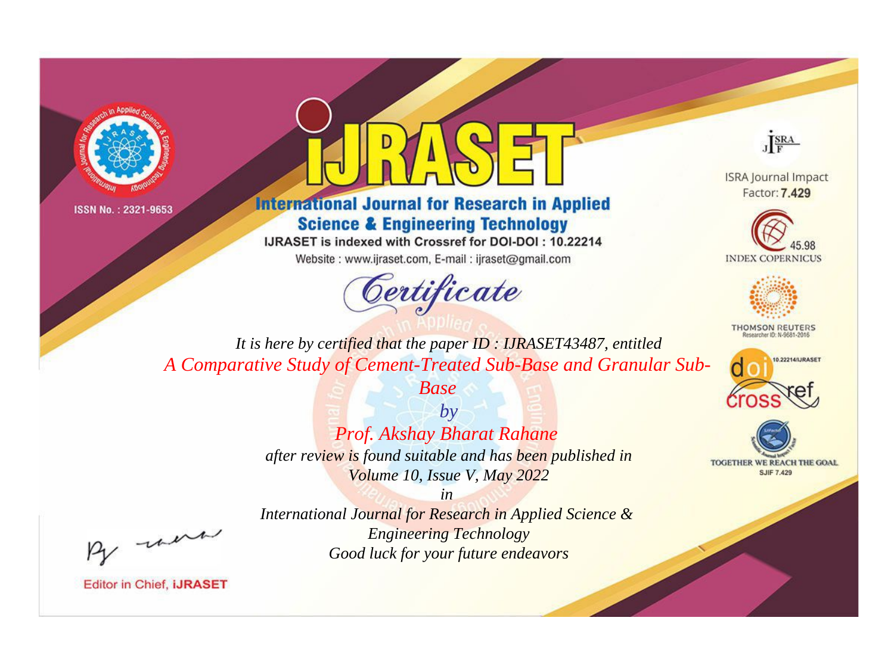ISSN No. : 2321-9653

# IJRASET

## International Journal for Research in Applied Science & Engineering Technology

IJRASET is indexed with Crossref for DOI-DOI : 10.22214

Website : www.ijraset.com, E-mail : ijraset@gmail.com

ISRA Journal Impact Factor: **7.429**

45.98 INDEX COPERNICUS

THOMSON REUTERS Researcher ID: N-9681-2016

10.22214/IJRASET

TOGETHER WE REACH THE GOAL SJIF 7.429

# Certificate

*It is here by certified that the paper ID : IJRASET43487, entitled*

*A Comparative Study of Cement-Treated Sub-Base and Granular Sub-Base*

*by*

*Prof. Akshay Bharat Rahane*

*after review is found suitable and has been published in*

*Volume 10, Issue V, May 2022*

*in*

*International Journal for Research in Applied Science & Engineering Technology*

*Good luck for your future endeavors*

Editor in Chief, **iJRASET**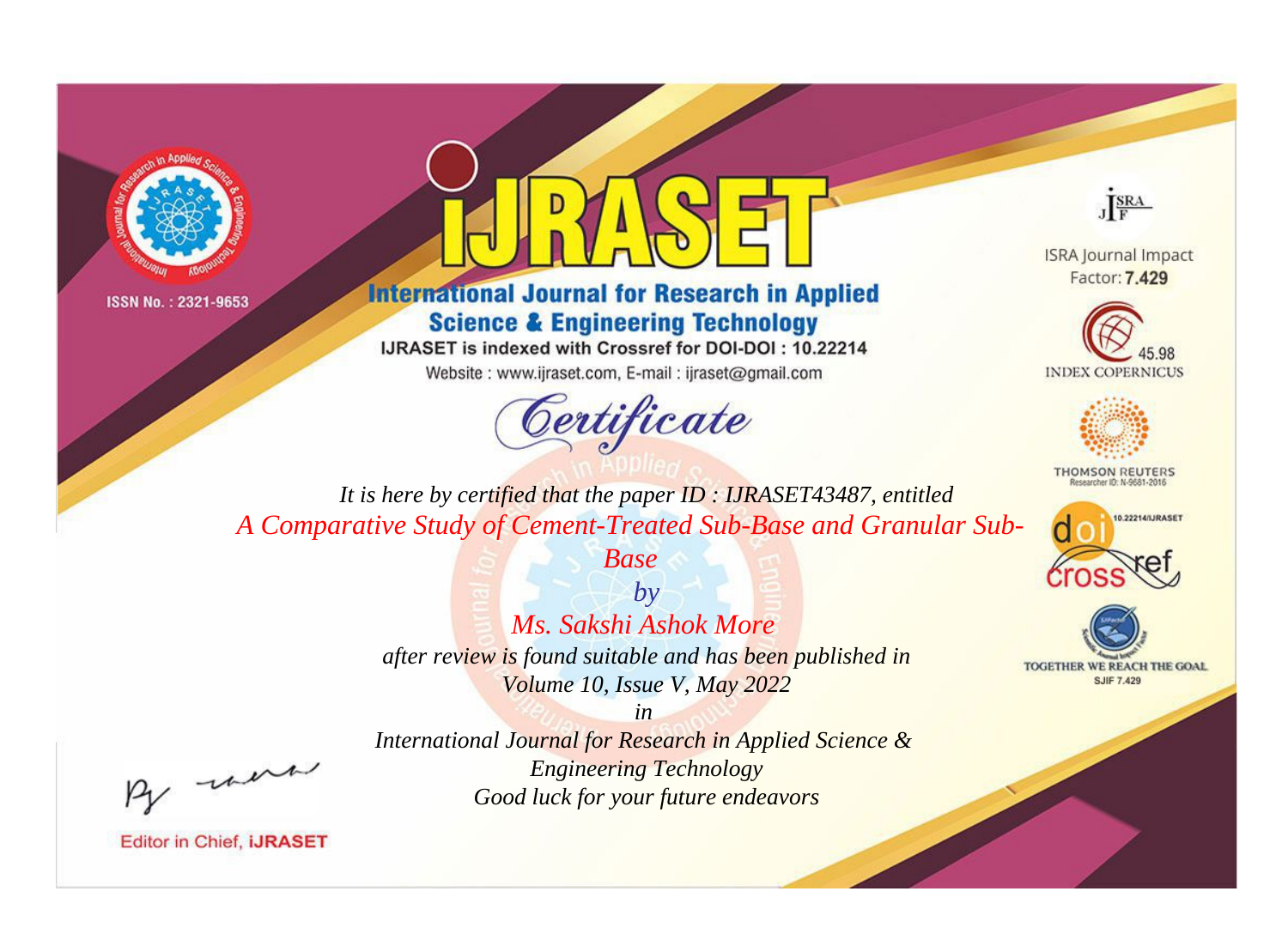ISSN No. : 2321-9653

# iJRASET

## International Journal for Research in Applied Science & Engineering Technology

IJRASET is indexed with Crossref for DOI-DOI : 10.22214

Website : www.ijraset.com, E-mail : ijraset@gmail.com

*Certificate*

*It is here by certified that the paper ID : IJRASET43487, entitled*

*A Comparative Study of Cement-Treated Sub-Base and Granular Sub-Base*

*by*

*Ms. Sakshi Ashok More*

*after review is found suitable and has been published in*

*Volume 10, Issue V, May 2022*

*in*

*International Journal for Research in Applied Science & Engineering Technology*

*Good luck for your future endeavors*

ISRA Journal Impact Factor: **7.429**

45.98 INDEX COPERNICUS

THOMSON REUTERS Researcher ID: N-9681-2016

10.22214/IJRASET

TOGETHER WE REACH THE GOAL SJIF 7.429

Editor in Chief, **iJRASET**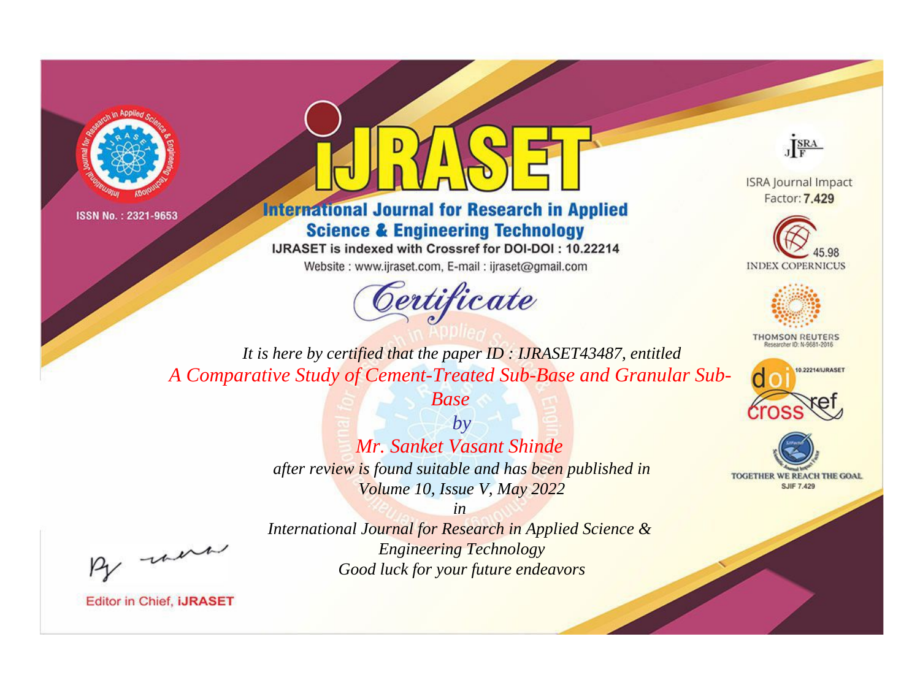ISSN No. : 2321-9653

# iJRASET

## International Journal for Research in Applied Science & Engineering Technology

IJRASET is indexed with Crossref for DOI-DOI : 10.22214

Website : www.ijraset.com, E-mail : ijraset@gmail.com

*Certificate*

*It is here by certified that the paper ID : IJRASET43487, entitled*

*A Comparative Study of Cement-Treated Sub-Base and Granular Sub-Base*

*by*

*Mr. Sanket Vasant Shinde*

*after review is found suitable and has been published in*

*Volume 10, Issue V, May 2022*

*in*

*International Journal for Research in Applied Science & Engineering Technology*

*Good luck for your future endeavors*

ISRA Journal Impact Factor: **7.429**

45.98 INDEX COPERNICUS

THOMSON REUTERS Researcher ID: N-9681-2016

10.22214/IJRASET

TOGETHER WE REACH THE GOAL SJIF 7.429

Editor in Chief, **iJRASET**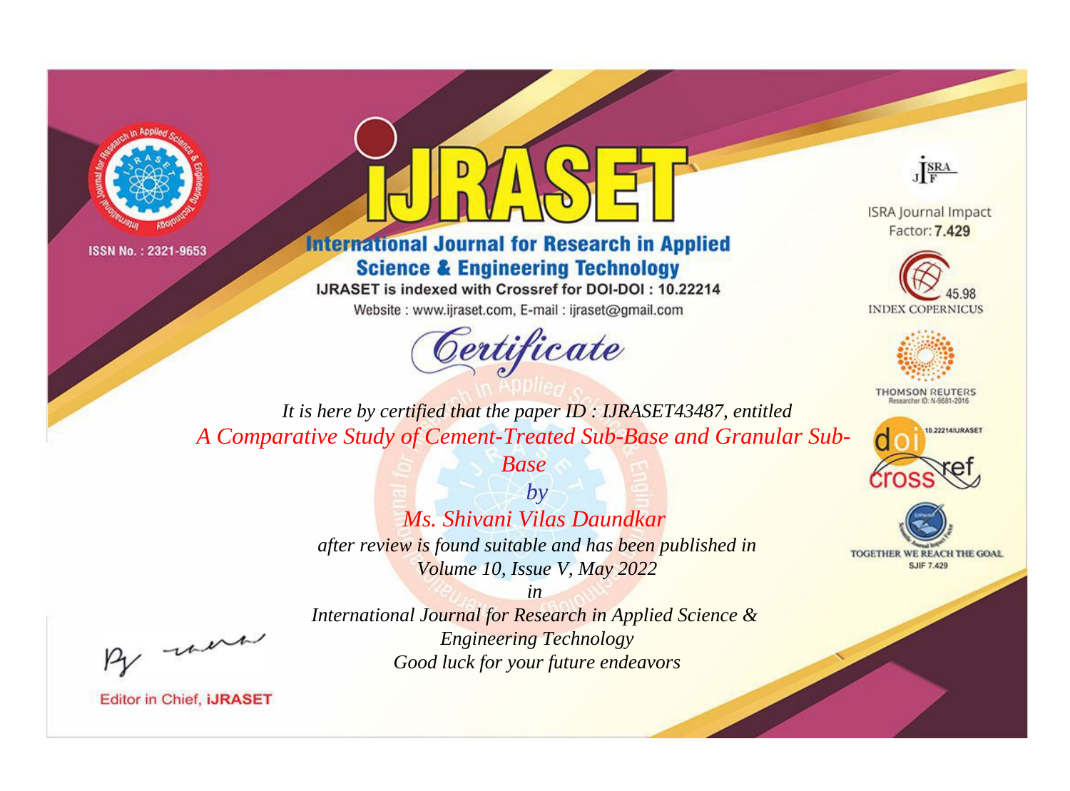ISSN No. : 2321-9653

# iJRASET

## International Journal for Research in Applied Science & Engineering Technology

IJRASET is indexed with Crossref for DOI-DOI : 10.22214

Website : www.ijraset.com, E-mail : ijraset@gmail.com

ISRA Journal Impact Factor: **7.429**

45.98 INDEX COPERNICUS

THOMSON REUTERS Researcher ID: N-9681-2016

10.22214/IJRASET

TOGETHER WE REACH THE GOAL SJIF 7.429

*Certificate*

*It is here by certified that the paper ID : IJRASET43487, entitled*

*A Comparative Study of Cement-Treated Sub-Base and Granular Sub-Base*

*by*

*Ms. Shivani Vilas Daundkar*

*after review is found suitable and has been published in*

*Volume 10, Issue V, May 2022*

*in*

*International Journal for Research in Applied Science & Engineering Technology*

*Good luck for your future endeavors*

Editor in Chief, **iJRASET**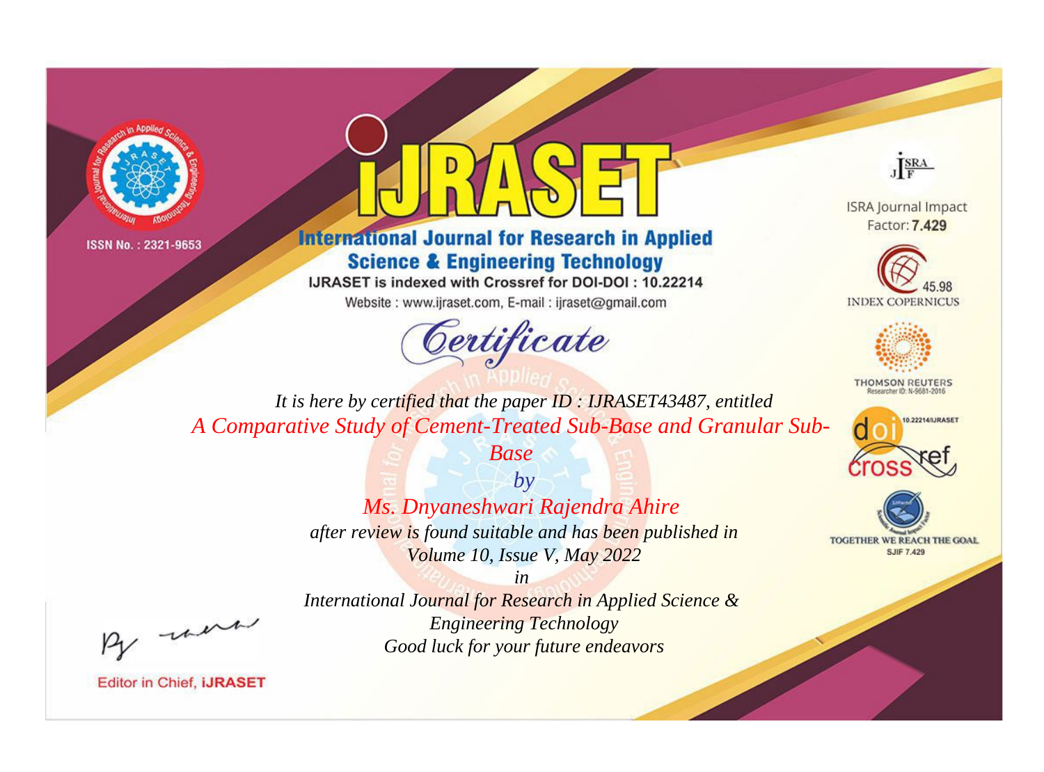ISSN No. : 2321-9653

# iJRASET

## International Journal for Research in Applied Science & Engineering Technology

IJRASET is indexed with Crossref for DOI-DOI : 10.22214

Website : www.ijraset.com, E-mail : ijraset@gmail.com

ISRA Journal Impact Factor: **7.429**

45.98 INDEX COPERNICUS

THOMSON REUTERS Researcher ID: N-9681-2016

10.22214/IJRASET

TOGETHER WE REACH THE GOAL SJIF 7.429

# *Certificate*

*It is here by certified that the paper ID : IJRASET43487, entitled*

*A Comparative Study of Cement-Treated Sub-Base and Granular Sub-Base*

*by*

*Ms. Dnyaneshwari Rajendra Ahire*

*after review is found suitable and has been published in*

*Volume 10, Issue V, May 2022*

*in*

*International Journal for Research in Applied Science & Engineering Technology*

*Good luck for your future endeavors*

Editor in Chief, **iJRASET**